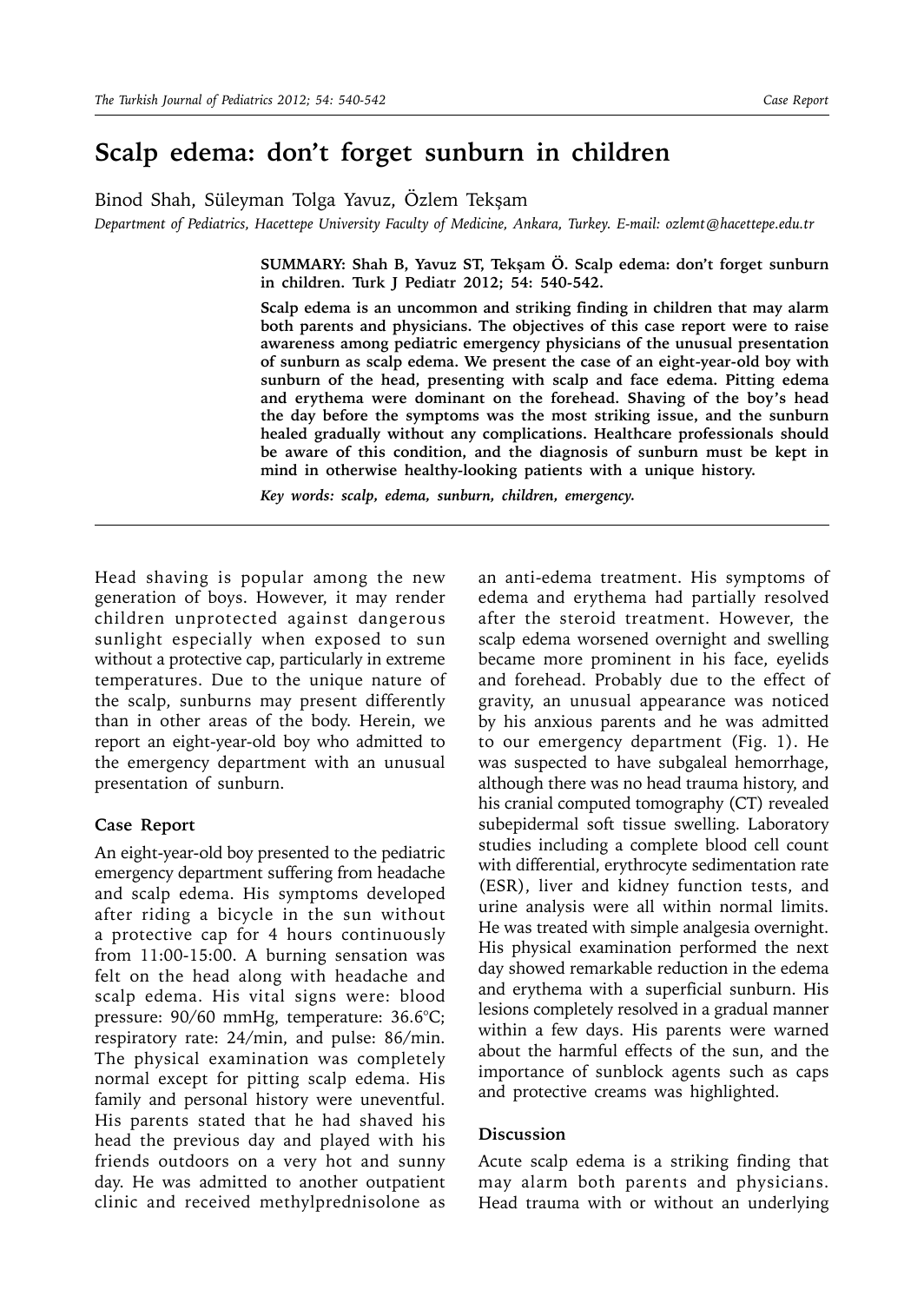# Scalp edema: don't forget sunburn in children

Binod Shah, Süleyman Tolga Yavuz, Özlem Tekşam

*Department of Pediatrics, Hacettepe University Faculty of Medicine, Ankara, Turkey. E-mail: ozlemt@hacettepe.edu.tr*

**SUMMARY: Shah B, Yavuz ST, Tekşam Ö. Scalp edema: don't forget sunburn in children. Turk J Pediatr 2012; 54: 540-542.**

**Scalp edema is an uncommon and striking finding in children that may alarm both parents and physicians. The objectives of this case report were to raise awareness among pediatric emergency physicians of the unusual presentation of sunburn as scalp edema. We present the case of an eight-year-old boy with sunburn of the head, presenting with scalp and face edema. Pitting edema and erythema were dominant on the forehead. Shaving of the boy's head the day before the symptoms was the most striking issue, and the sunburn healed gradually without any complications. Healthcare professionals should be aware of this condition, and the diagnosis of sunburn must be kept in mind in otherwise healthy-looking patients with a unique history.**

***Key words: scalp, edema, sunburn, children, emergency.***

---

Head shaving is popular among the new generation of boys. However, it may render children unprotected against dangerous sunlight especially when exposed to sun without a protective cap, particularly in extreme temperatures. Due to the unique nature of the scalp, sunburns may present differently than in other areas of the body. Herein, we report an eight-year-old boy who admitted to the emergency department with an unusual presentation of sunburn.

### Case Report

An eight-year-old boy presented to the pediatric emergency department suffering from headache and scalp edema. His symptoms developed after riding a bicycle in the sun without a protective cap for 4 hours continuously from 11:00-15:00. A burning sensation was felt on the head along with headache and scalp edema. His vital signs were: blood pressure: 90/60 mmHg, temperature: 36.6°C; respiratory rate: 24/min, and pulse: 86/min. The physical examination was completely normal except for pitting scalp edema. His family and personal history were uneventful. His parents stated that he had shaved his head the previous day and played with his friends outdoors on a very hot and sunny day. He was admitted to another outpatient clinic and received methylprednisolone as an anti-edema treatment. His symptoms of edema and erythema had partially resolved after the steroid treatment. However, the scalp edema worsened overnight and swelling became more prominent in his face, eyelids and forehead. Probably due to the effect of gravity, an unusual appearance was noticed by his anxious parents and he was admitted to our emergency department (Fig. 1). He was suspected to have subgaleal hemorrhage, although there was no head trauma history, and his cranial computed tomography (CT) revealed subepidermal soft tissue swelling. Laboratory studies including a complete blood cell count with differential, erythrocyte sedimentation rate (ESR), liver and kidney function tests, and urine analysis were all within normal limits. He was treated with simple analgesia overnight. His physical examination performed the next day showed remarkable reduction in the edema and erythema with a superficial sunburn. His lesions completely resolved in a gradual manner within a few days. His parents were warned about the harmful effects of the sun, and the importance of sunblock agents such as caps and protective creams was highlighted.

### Discussion

Acute scalp edema is a striking finding that may alarm both parents and physicians. Head trauma with or without an underlying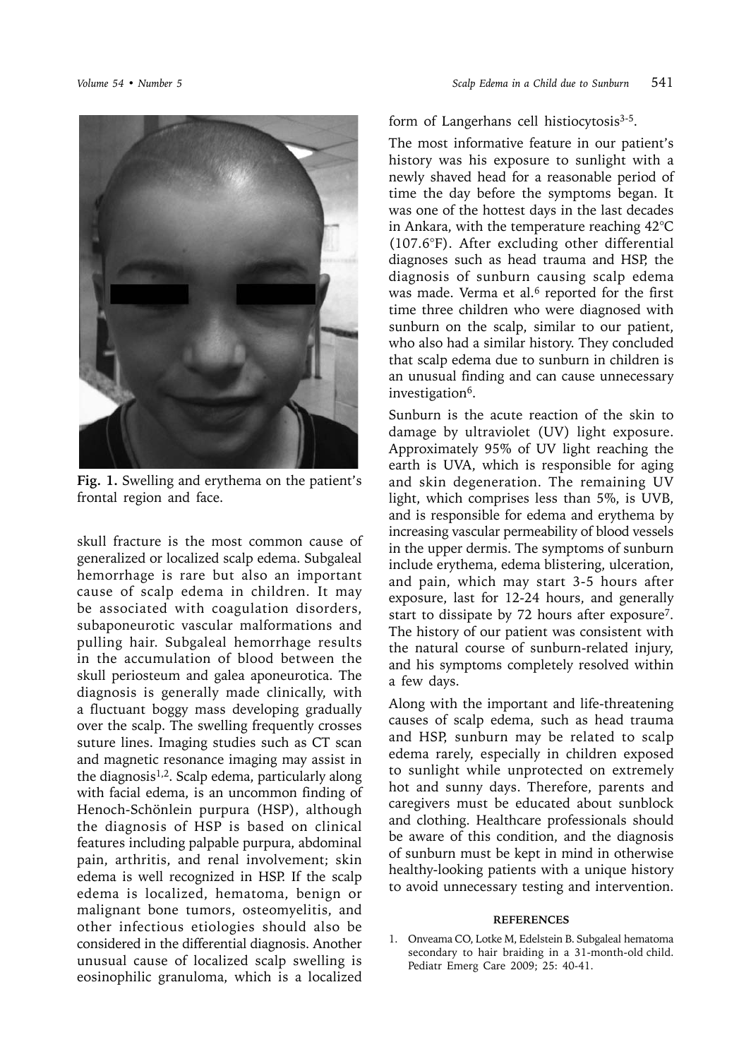Fig. 1. Swelling and erythema on the patient's frontal region and face.

skull fracture is the most common cause of generalized or localized scalp edema. Subgaleal hemorrhage is rare but also an important cause of scalp edema in children. It may be associated with coagulation disorders, subaponeurotic vascular malformations and pulling hair. Subgaleal hemorrhage results in the accumulation of blood between the skull periosteum and galea aponeurotica. The diagnosis is generally made clinically, with a fluctuant boggy mass developing gradually over the scalp. The swelling frequently crosses suture lines. Imaging studies such as CT scan and magnetic resonance imaging may assist in the diagnosis[1,2]. Scalp edema, particularly along with facial edema, is an uncommon finding of Henoch-Schönlein purpura (HSP), although the diagnosis of HSP is based on clinical features including palpable purpura, abdominal pain, arthritis, and renal involvement; skin edema is well recognized in HSP. If the scalp edema is localized, hematoma, benign or malignant bone tumors, osteomyelitis, and other infectious etiologies should also be considered in the differential diagnosis. Another unusual cause of localized scalp swelling is eosinophilic granuloma, which is a localized form of Langerhans cell histiocytosis[3-5].

The most informative feature in our patient's history was his exposure to sunlight with a newly shaved head for a reasonable period of time the day before the symptoms began. It was one of the hottest days in the last decades in Ankara, with the temperature reaching 42°C (107.6°F). After excluding other differential diagnoses such as head trauma and HSP, the diagnosis of sunburn causing scalp edema was made. Verma et al.[6] reported for the first time three children who were diagnosed with sunburn on the scalp, similar to our patient, who also had a similar history. They concluded that scalp edema due to sunburn in children is an unusual finding and can cause unnecessary investigation[6].

Sunburn is the acute reaction of the skin to damage by ultraviolet (UV) light exposure. Approximately 95% of UV light reaching the earth is UVA, which is responsible for aging and skin degeneration. The remaining UV light, which comprises less than 5%, is UVB, and is responsible for edema and erythema by increasing vascular permeability of blood vessels in the upper dermis. The symptoms of sunburn include erythema, edema blistering, ulceration, and pain, which may start 3-5 hours after exposure, last for 12-24 hours, and generally start to dissipate by 72 hours after exposure[7]. The history of our patient was consistent with the natural course of sunburn-related injury, and his symptoms completely resolved within a few days.

Along with the important and life-threatening causes of scalp edema, such as head trauma and HSP, sunburn may be related to scalp edema rarely, especially in children exposed to sunlight while unprotected on extremely hot and sunny days. Therefore, parents and caregivers must be educated about sunblock and clothing. Healthcare professionals should be aware of this condition, and the diagnosis of sunburn must be kept in mind in otherwise healthy-looking patients with a unique history to avoid unnecessary testing and intervention.

#### REFERENCES

1. Onveama CO, Lotke M, Edelstein B. Subgaleal hematoma secondary to hair braiding in a 31-month-old child. Pediatr Emerg Care 2009; 25: 40-41.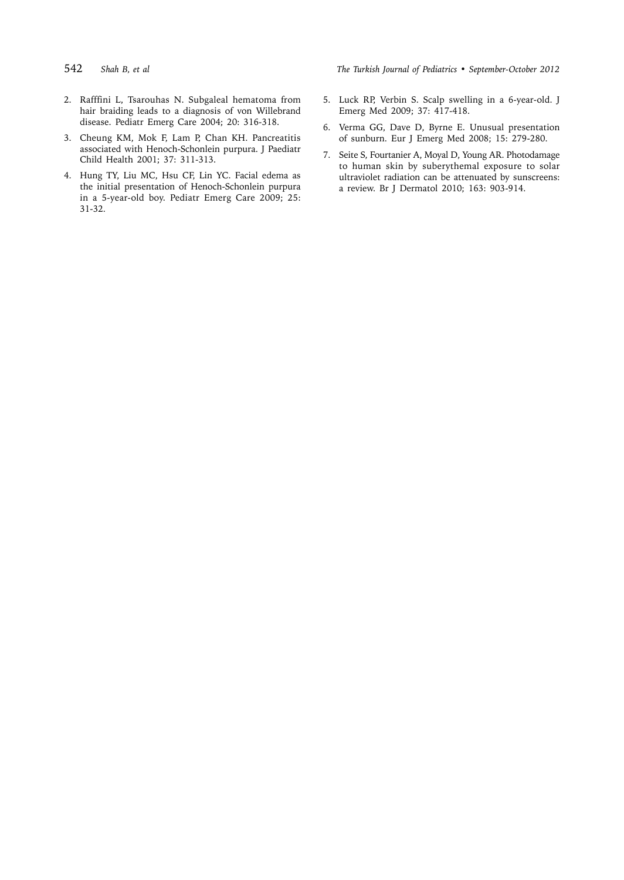2. Rafffini L, Tsarouhas N. Subgaleal hematoma from hair braiding leads to a diagnosis of von Willebrand disease. Pediatr Emerg Care 2004; 20: 316-318.
3. Cheung KM, Mok F, Lam P, Chan KH. Pancreatitis associated with Henoch-Schonlein purpura. J Paediatr Child Health 2001; 37: 311-313.
4. Hung TY, Liu MC, Hsu CF, Lin YC. Facial edema as the initial presentation of Henoch-Schonlein purpura in a 5-year-old boy. Pediatr Emerg Care 2009; 25: 31-32.
5. Luck RP, Verbin S. Scalp swelling in a 6-year-old. J Emerg Med 2009; 37: 417-418.
6. Verma GG, Dave D, Byrne E. Unusual presentation of sunburn. Eur J Emerg Med 2008; 15: 279-280.
7. Seite S, Fourtanier A, Moyal D, Young AR. Photodamage to human skin by suberythemal exposure to solar ultraviolet radiation can be attenuated by sunscreens: a review. Br J Dermatol 2010; 163: 903-914.